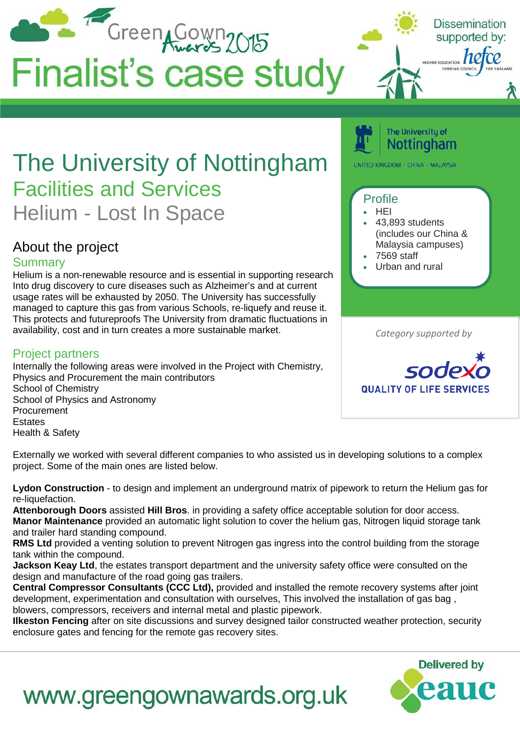# Green Gown Awards 2015

# Finalist's case study

Dissemination supported by: hefce — Higher Education Funding Council for England

# The University of Nottingham

## Facilities and Services

## Helium - Lost In Space

The University of Nottingham — UNITED KINGDOM · CHINA · MALAYSIA

### Profile

- HEI
- 43,893 students (includes our China & Malaysia campuses)
- 7569 staff
- Urban and rural

*Category supported by* Sodexo — QUALITY OF LIFE SERVICES

## About the project

### Summary

Helium is a non-renewable resource and is essential in supporting research Into drug discovery to cure diseases such as Alzheimer's and at current usage rates will be exhausted by 2050. The University has successfully managed to capture this gas from various Schools, re-liquefy and reuse it. This protects and futureproofs The University from dramatic fluctuations in availability, cost and in turn creates a more sustainable market.

### Project partners

Internally the following areas were involved in the Project with Chemistry, Physics and Procurement the main contributors
School of Chemistry
School of Physics and Astronomy
Procurement
Estates
Health & Safety

Externally we worked with several different companies to who assisted us in developing solutions to a complex project. Some of the main ones are listed below.

**Lydon Construction** - to design and implement an underground matrix of pipework to return the Helium gas for re-liquefaction.
**Attenborough Doors** assisted **Hill Bros**. in providing a safety office acceptable solution for door access.
**Manor Maintenance** provided an automatic light solution to cover the helium gas, Nitrogen liquid storage tank and trailer hard standing compound.
**RMS Ltd** provided a venting solution to prevent Nitrogen gas ingress into the control building from the storage tank within the compound.
**Jackson Keay Ltd**, the estates transport department and the university safety office were consulted on the design and manufacture of the road going gas trailers.
**Central Compressor Consultants (CCC Ltd),** provided and installed the remote recovery systems after joint development, experimentation and consultation with ourselves, This involved the installation of gas bag , blowers, compressors, receivers and internal metal and plastic pipework.
**Ilkeston Fencing** after on site discussions and survey designed tailor constructed weather protection, security enclosure gates and fencing for the remote gas recovery sites.

www.greengownawards.org.uk

Delivered by eauc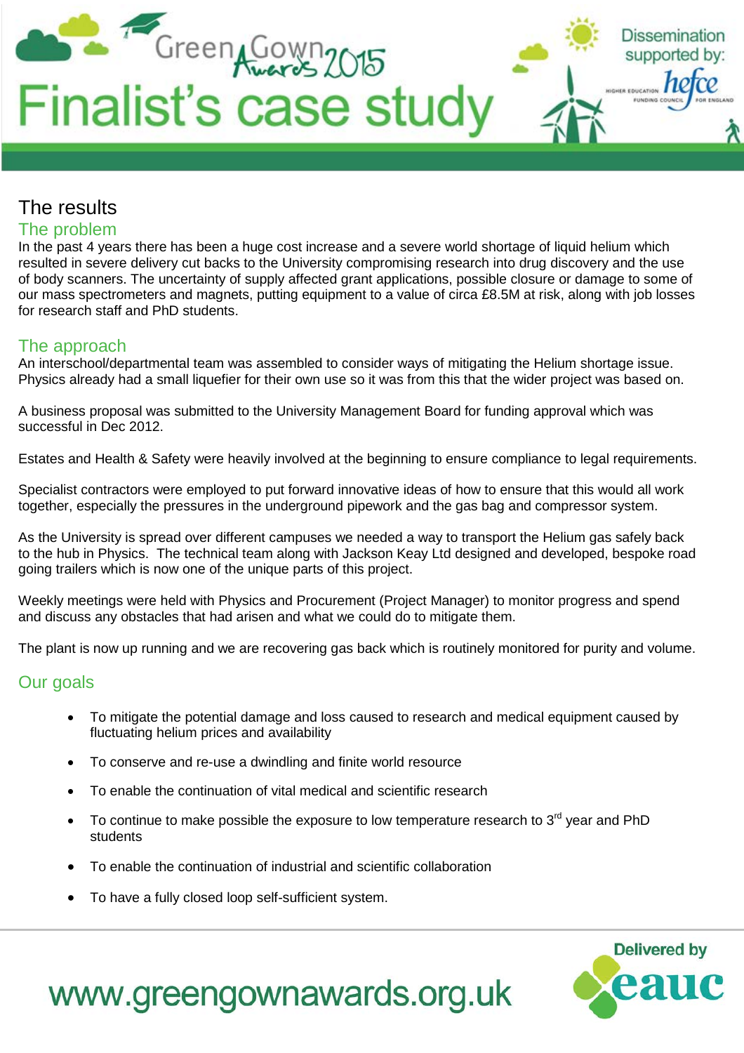## The results

### The problem

In the past 4 years there has been a huge cost increase and a severe world shortage of liquid helium which resulted in severe delivery cut backs to the University compromising research into drug discovery and the use of body scanners. The uncertainty of supply affected grant applications, possible closure or damage to some of our mass spectrometers and magnets, putting equipment to a value of circa £8.5M at risk, along with job losses for research staff and PhD students.

### The approach

An interschool/departmental team was assembled to consider ways of mitigating the Helium shortage issue. Physics already had a small liquefier for their own use so it was from this that the wider project was based on.

A business proposal was submitted to the University Management Board for funding approval which was successful in Dec 2012.

Estates and Health & Safety were heavily involved at the beginning to ensure compliance to legal requirements.

Specialist contractors were employed to put forward innovative ideas of how to ensure that this would all work together, especially the pressures in the underground pipework and the gas bag and compressor system.

As the University is spread over different campuses we needed a way to transport the Helium gas safely back to the hub in Physics. The technical team along with Jackson Keay Ltd designed and developed, bespoke road going trailers which is now one of the unique parts of this project.

Weekly meetings were held with Physics and Procurement (Project Manager) to monitor progress and spend and discuss any obstacles that had arisen and what we could do to mitigate them.

The plant is now up running and we are recovering gas back which is routinely monitored for purity and volume.

### Our goals

- To mitigate the potential damage and loss caused to research and medical equipment caused by fluctuating helium prices and availability
- To conserve and re-use a dwindling and finite world resource
- To enable the continuation of vital medical and scientific research
- To continue to make possible the exposure to low temperature research to 3rd year and PhD students
- To enable the continuation of industrial and scientific collaboration
- To have a fully closed loop self-sufficient system.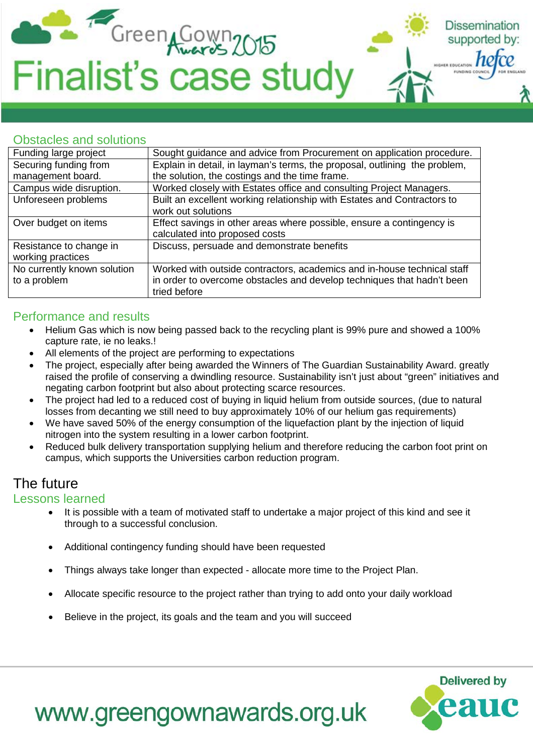## Obstacles and solutions

| Funding large project | Sought guidance and advice from Procurement on application procedure. |
|---|---|
| Securing funding from management board. | Explain in detail, in layman's terms, the proposal, outlining the problem, the solution, the costings and the time frame. |
| Campus wide disruption. | Worked closely with Estates office and consulting Project Managers. |
| Unforeseen problems | Built an excellent working relationship with Estates and Contractors to work out solutions |
| Over budget on items | Effect savings in other areas where possible, ensure a contingency is calculated into proposed costs |
| Resistance to change in working practices | Discuss, persuade and demonstrate benefits |
| No currently known solution to a problem | Worked with outside contractors, academics and in-house technical staff in order to overcome obstacles and develop techniques that hadn't been tried before |

## Performance and results

- Helium Gas which is now being passed back to the recycling plant is 99% pure and showed a 100% capture rate, ie no leaks.!
- All elements of the project are performing to expectations
- The project, especially after being awarded the Winners of The Guardian Sustainability Award. greatly raised the profile of conserving a dwindling resource. Sustainability isn't just about "green" initiatives and negating carbon footprint but also about protecting scarce resources.
- The project had led to a reduced cost of buying in liquid helium from outside sources, (due to natural losses from decanting we still need to buy approximately 10% of our helium gas requirements)
- We have saved 50% of the energy consumption of the liquefaction plant by the injection of liquid nitrogen into the system resulting in a lower carbon footprint.
- Reduced bulk delivery transportation supplying helium and therefore reducing the carbon foot print on campus, which supports the Universities carbon reduction program.

# The future

## Lessons learned

- It is possible with a team of motivated staff to undertake a major project of this kind and see it through to a successful conclusion.
- Additional contingency funding should have been requested
- Things always take longer than expected - allocate more time to the Project Plan.
- Allocate specific resource to the project rather than trying to add onto your daily workload
- Believe in the project, its goals and the team and you will succeed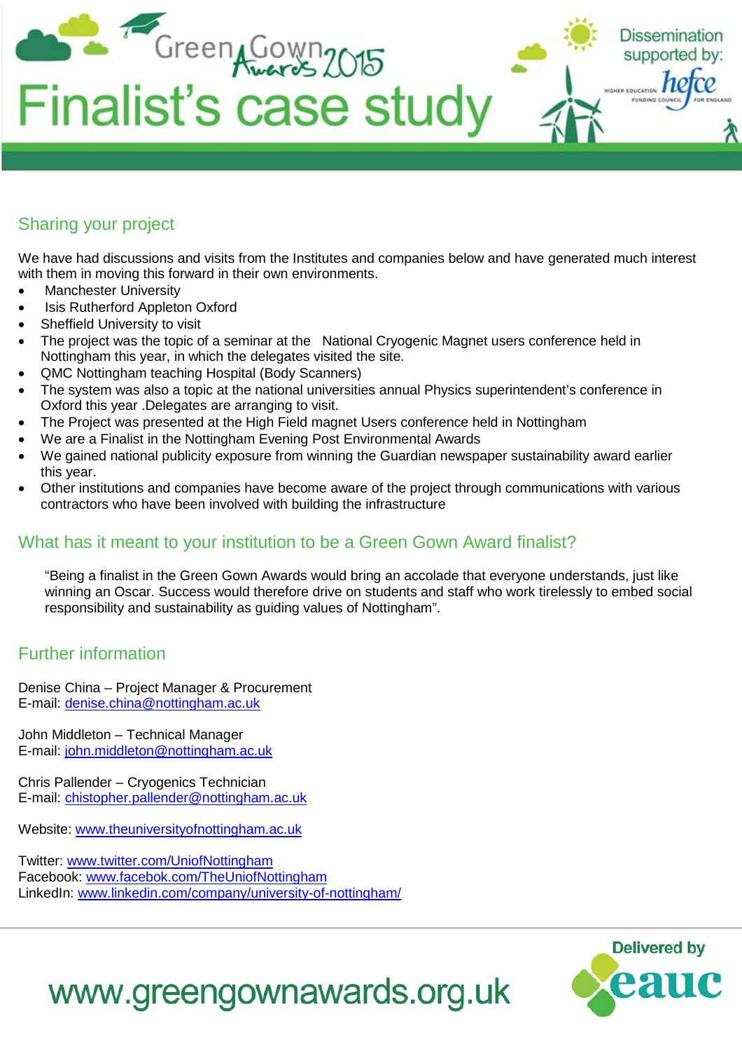## Sharing your project

We have had discussions and visits from the Institutes and companies below and have generated much interest with them in moving this forward in their own environments.

- Manchester University
- Isis Rutherford Appleton Oxford
- Sheffield University to visit
- The project was the topic of a seminar at the National Cryogenic Magnet users conference held in Nottingham this year, in which the delegates visited the site.
- QMC Nottingham teaching Hospital (Body Scanners)
- The system was also a topic at the national universities annual Physics superintendent's conference in Oxford this year .Delegates are arranging to visit.
- The Project was presented at the High Field magnet Users conference held in Nottingham
- We are a Finalist in the Nottingham Evening Post Environmental Awards
- We gained national publicity exposure from winning the Guardian newspaper sustainability award earlier this year.
- Other institutions and companies have become aware of the project through communications with various contractors who have been involved with building the infrastructure

## What has it meant to your institution to be a Green Gown Award finalist?

"Being a finalist in the Green Gown Awards would bring an accolade that everyone understands, just like winning an Oscar. Success would therefore drive on students and staff who work tirelessly to embed social responsibility and sustainability as guiding values of Nottingham".

## Further information

Denise China – Project Manager & Procurement
E-mail: denise.china@nottingham.ac.uk

John Middleton – Technical Manager
E-mail: john.middleton@nottingham.ac.uk

Chris Pallender – Cryogenics Technician
E-mail: chistopher.pallender@nottingham.ac.uk

Website: www.theuniversityofnottingham.ac.uk

Twitter: www.twitter.com/UniofNottingham
Facebook: www.facebook.com/TheUniofNottingham
LinkedIn: www.linkedin.com/company/university-of-nottingham/